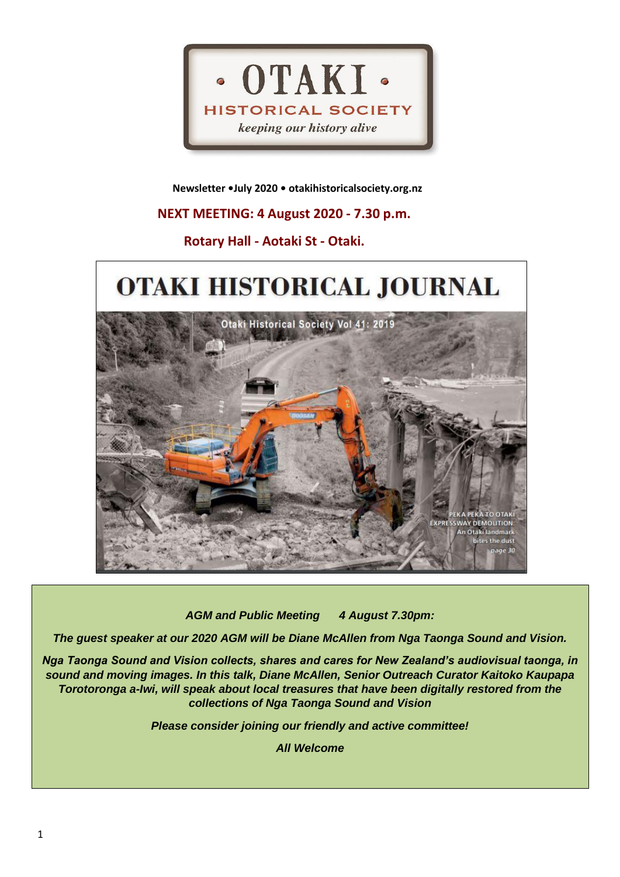# OTAKI HISTORICAL SOCIETY

*keeping our history alive*

**Newsletter •July 2020 • otakihistoricalsociety.org.nz**

## NEXT MEETING: 4 August 2020 - 7.30 p.m.

## Rotary Hall - Aotaki St - Otaki.

# OTAKI HISTORICAL JOURNAL

Otaki Historical Society Vol 41: 2019

PEKA PEKA TO OTAKI EXPRESSWAY DEMOLITION: An Otaki landmark bites the dust *page 30*

***AGM and Public Meeting 4 August 7.30pm:***

***The guest speaker at our 2020 AGM will be Diane McAllen from Nga Taonga Sound and Vision.***

***Nga Taonga Sound and Vision collects, shares and cares for New Zealand's audiovisual taonga, in sound and moving images. In this talk, Diane McAllen, Senior Outreach Curator Kaitoko Kaupapa Torotoronga a-Iwi, will speak about local treasures that have been digitally restored from the collections of Nga Taonga Sound and Vision***

***Please consider joining our friendly and active committee!***

***All Welcome***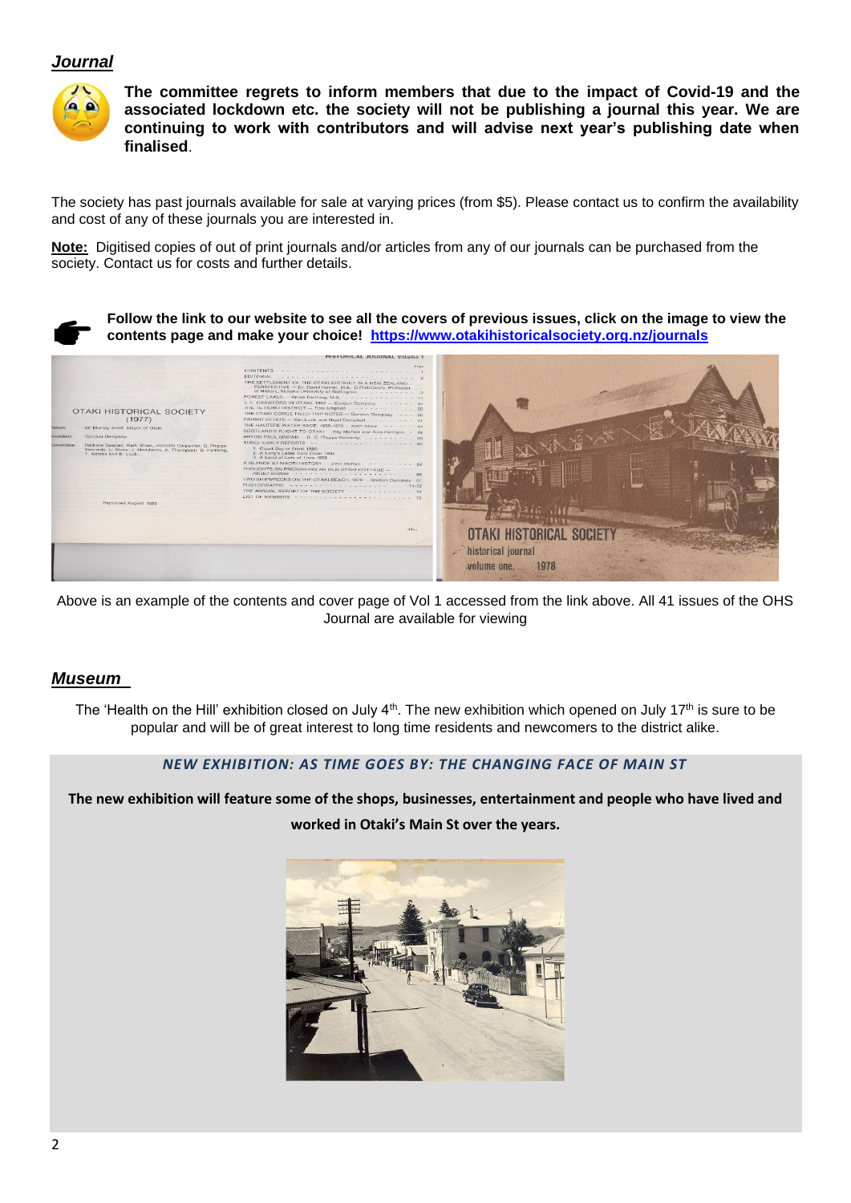## *Journal*

**The committee regrets to inform members that due to the impact of Covid-19 and the associated lockdown etc. the society will not be publishing a journal this year. We are continuing to work with contributors and will advise next year's publishing date when finalised**.

The society has past journals available for sale at varying prices (from $5). Please contact us to confirm the availability and cost of any of these journals you are interested in.

**Note:** Digitised copies of out of print journals and/or articles from any of our journals can be purchased from the society. Contact us for costs and further details.

**Follow the link to our website to see all the covers of previous issues, click on the image to view the contents page and make your choice! https://www.otakihistoricalsociety.org.nz/journals**

Above is an example of the contents and cover page of Vol 1 accessed from the link above. All 41 issues of the OHS Journal are available for viewing

## *Museum*

The 'Health on the Hill' exhibition closed on July 4th. The new exhibition which opened on July 17th is sure to be popular and will be of great interest to long time residents and newcomers to the district alike.

***NEW EXHIBITION: AS TIME GOES BY: THE CHANGING FACE OF MAIN ST***

**The new exhibition will feature some of the shops, businesses, entertainment and people who have lived and worked in Otaki's Main St over the years.**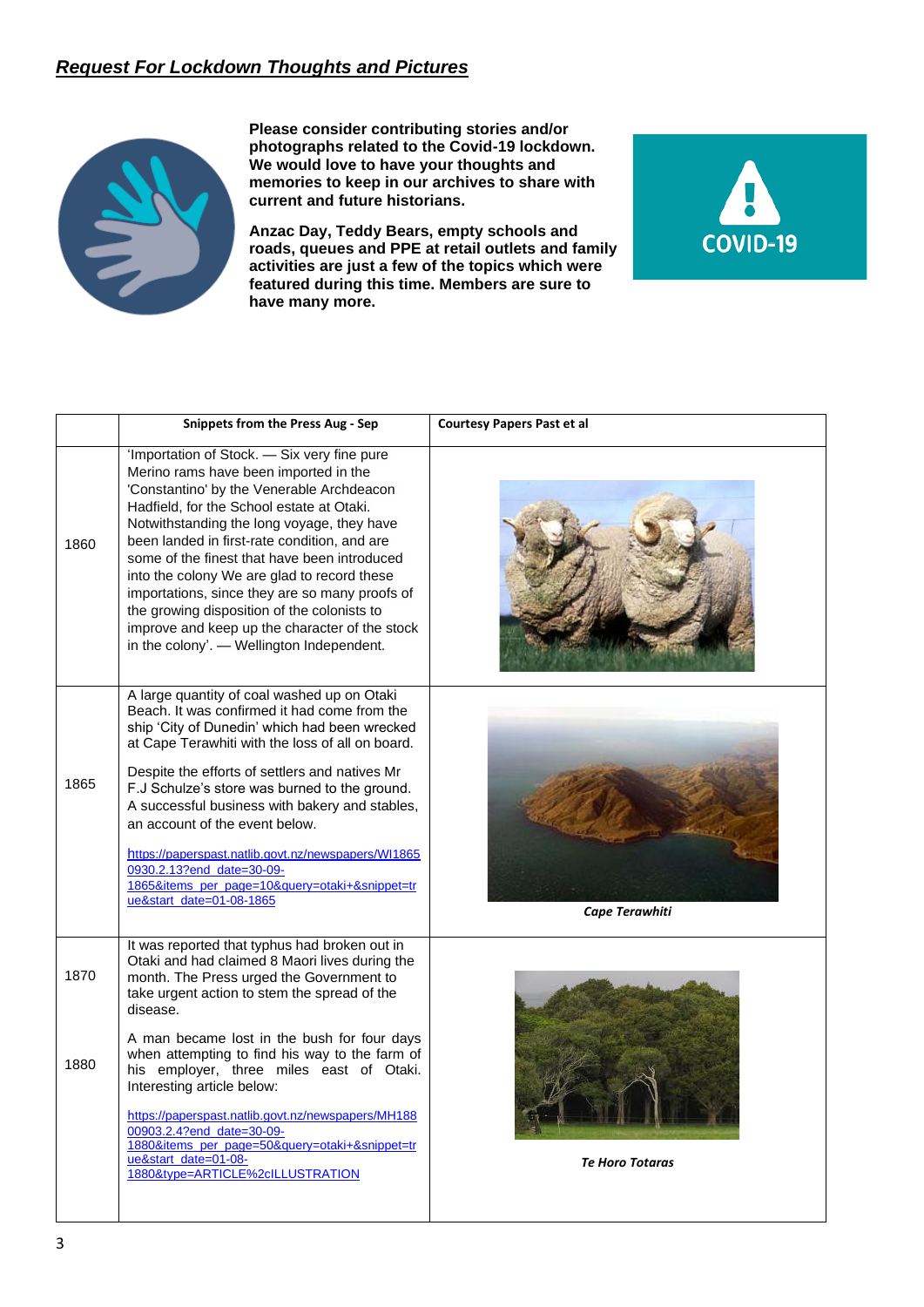## ***Request For Lockdown Thoughts and Pictures***

**Please consider contributing stories and/or photographs related to the Covid-19 lockdown. We would love to have your thoughts and memories to keep in our archives to share with current and future historians.**

**Anzac Day, Teddy Bears, empty schools and roads, queues and PPE at retail outlets and family activities are just a few of the topics which were featured during this time. Members are sure to have many more.**

| | **Snippets from the Press Aug - Sep** | **Courtesy Papers Past et al** |
|---|---|---|
| 1860 | 'Importation of Stock. — Six very fine pure Merino rams have been imported in the 'Constantino' by the Venerable Archdeacon Hadfield, for the School estate at Otaki. Notwithstanding the long voyage, they have been landed in first-rate condition, and are some of the finest that have been introduced into the colony We are glad to record these importations, since they are so many proofs of the growing disposition of the colonists to improve and keep up the character of the stock in the colony'. — Wellington Independent. | |
| 1865 | A large quantity of coal washed up on Otaki Beach. It was confirmed it had come from the ship 'City of Dunedin' which had been wrecked at Cape Terawhiti with the loss of all on board. Despite the efforts of settlers and natives Mr F.J Schulze's store was burned to the ground. A successful business with bakery and stables, an account of the event below. https://paperspast.natlib.govt.nz/newspapers/WI18650930.2.13?end_date=30-09-1865&items_per_page=10&query=otaki+&snippet=true&start_date=01-08-1865 | ***Cape Terawhiti*** |
| 1870 | It was reported that typhus had broken out in Otaki and had claimed 8 Maori lives during the month. The Press urged the Government to take urgent action to stem the spread of the disease. | |
| 1880 | A man became lost in the bush for four days when attempting to find his way to the farm of his employer, three miles east of Otaki. Interesting article below: https://paperspast.natlib.govt.nz/newspapers/MH18800903.2.4?end_date=30-09-1880&items_per_page=50&query=otaki+&snippet=true&start_date=01-08-1880&type=ARTICLE%2cILLUSTRATION | ***Te Horo Totaras*** |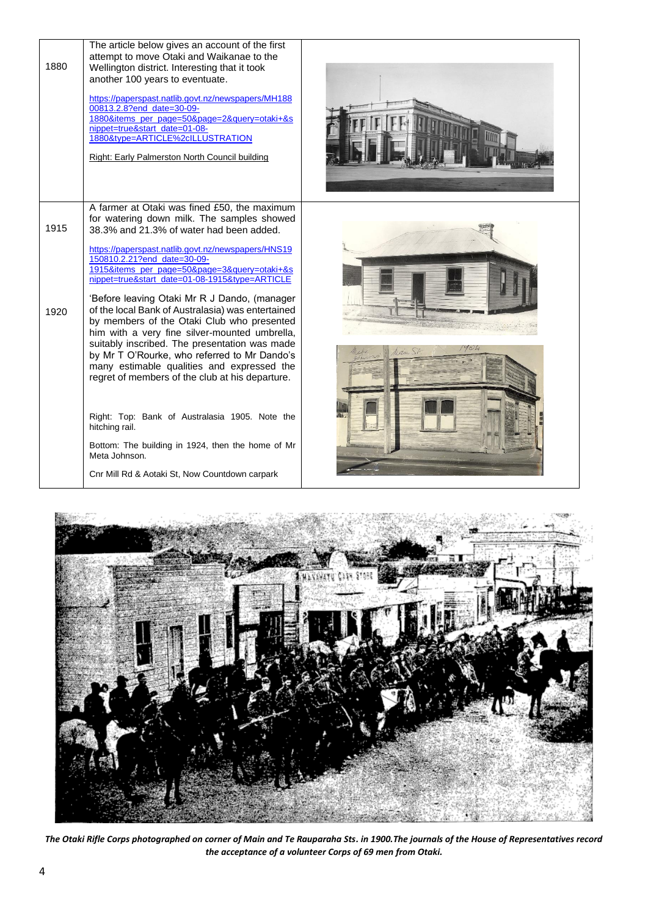| | | |
|---|---|---|
| 1880 | The article below gives an account of the first attempt to move Otaki and Waikanae to the Wellington district. Interesting that it took another 100 years to eventuate.<br><br>https://paperspast.natlib.govt.nz/newspapers/MH18800813.2.8?end_date=30-09-1880&items_per_page=50&page=2&query=otaki+&snippet=true&start_date=01-08-1880&type=ARTICLE%2cILLUSTRATION<br><br>Right: Early Palmerston North Council building | |
| 1915 | A farmer at Otaki was fined £50, the maximum for watering down milk. The samples showed 38.3% and 21.3% of water had been added.<br><br>https://paperspast.natlib.govt.nz/newspapers/HNS19150810.2.21?end_date=30-09-1915&items_per_page=50&page=3&query=otaki+&snippet=true&start_date=01-08-1915&type=ARTICLE | |
| 1920 | 'Before leaving Otaki Mr R J Dando, (manager of the local Bank of Australasia) was entertained by members of the Otaki Club who presented him with a very fine silver-mounted umbrella, suitably inscribed. The presentation was made by Mr T O'Rourke, who referred to Mr Dando's many estimable qualities and expressed the regret of members of the club at his departure.<br><br>Right: Top: Bank of Australasia 1905. Note the hitching rail.<br><br>Bottom: The building in 1924, then the home of Mr Meta Johnson.<br><br>Cnr Mill Rd & Aotaki St, Now Countdown carpark | |

*The Otaki Rifle Corps photographed on corner of Main and Te Rauparaha Sts. in 1900.The journals of the House of Representatives record the acceptance of a volunteer Corps of 69 men from Otaki.*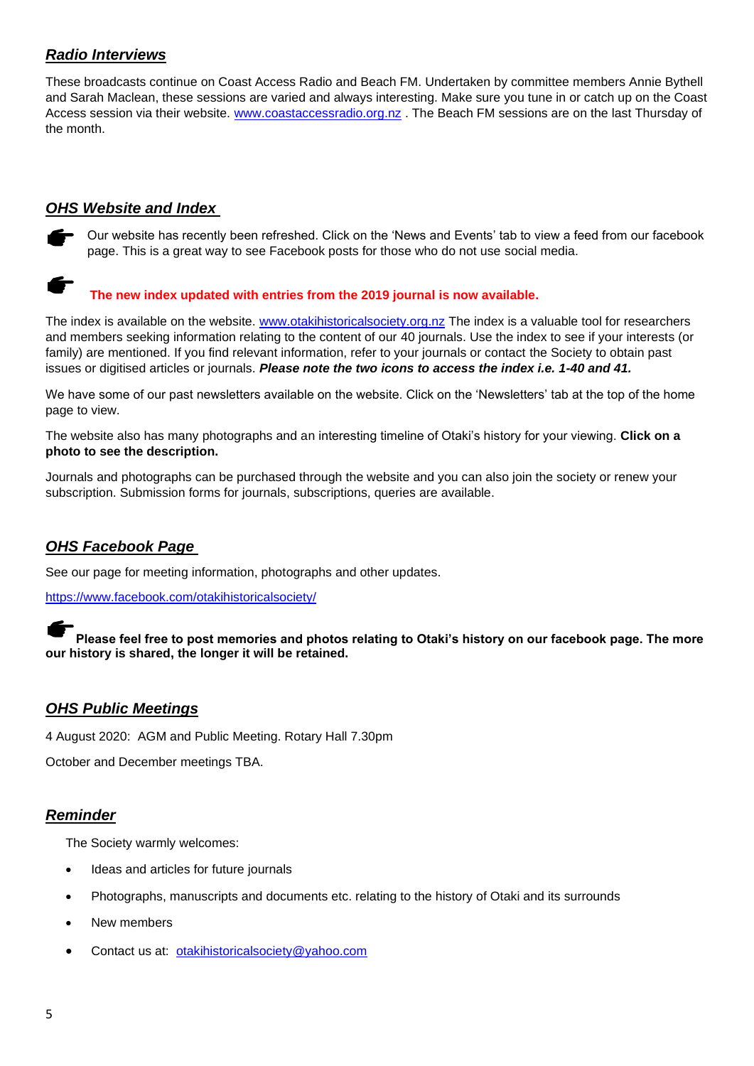## ***Radio Interviews***

These broadcasts continue on Coast Access Radio and Beach FM. Undertaken by committee members Annie Bythell and Sarah Maclean, these sessions are varied and always interesting. Make sure you tune in or catch up on the Coast Access session via their website. www.coastaccessradio.org.nz . The Beach FM sessions are on the last Thursday of the month.

## ***OHS Website and Index***

☛ Our website has recently been refreshed. Click on the 'News and Events' tab to view a feed from our facebook page. This is a great way to see Facebook posts for those who do not use social media.

☛ **The new index updated with entries from the 2019 journal is now available.**

The index is available on the website. www.otakihistoricalsociety.org.nz The index is a valuable tool for researchers and members seeking information relating to the content of our 40 journals. Use the index to see if your interests (or family) are mentioned. If you find relevant information, refer to your journals or contact the Society to obtain past issues or digitised articles or journals. ***Please note the two icons to access the index i.e. 1-40 and 41.***

We have some of our past newsletters available on the website. Click on the 'Newsletters' tab at the top of the home page to view.

The website also has many photographs and an interesting timeline of Otaki's history for your viewing. **Click on a photo to see the description.**

Journals and photographs can be purchased through the website and you can also join the society or renew your subscription. Submission forms for journals, subscriptions, queries are available.

## ***OHS Facebook Page***

See our page for meeting information, photographs and other updates.

https://www.facebook.com/otakihistoricalsociety/

☛ **Please feel free to post memories and photos relating to Otaki's history on our facebook page. The more our history is shared, the longer it will be retained.**

## ***OHS Public Meetings***

4 August 2020: AGM and Public Meeting. Rotary Hall 7.30pm

October and December meetings TBA.

## ***Reminder***

The Society warmly welcomes:

- Ideas and articles for future journals
- Photographs, manuscripts and documents etc. relating to the history of Otaki and its surrounds
- New members
- Contact us at: otakihistoricalsociety@yahoo.com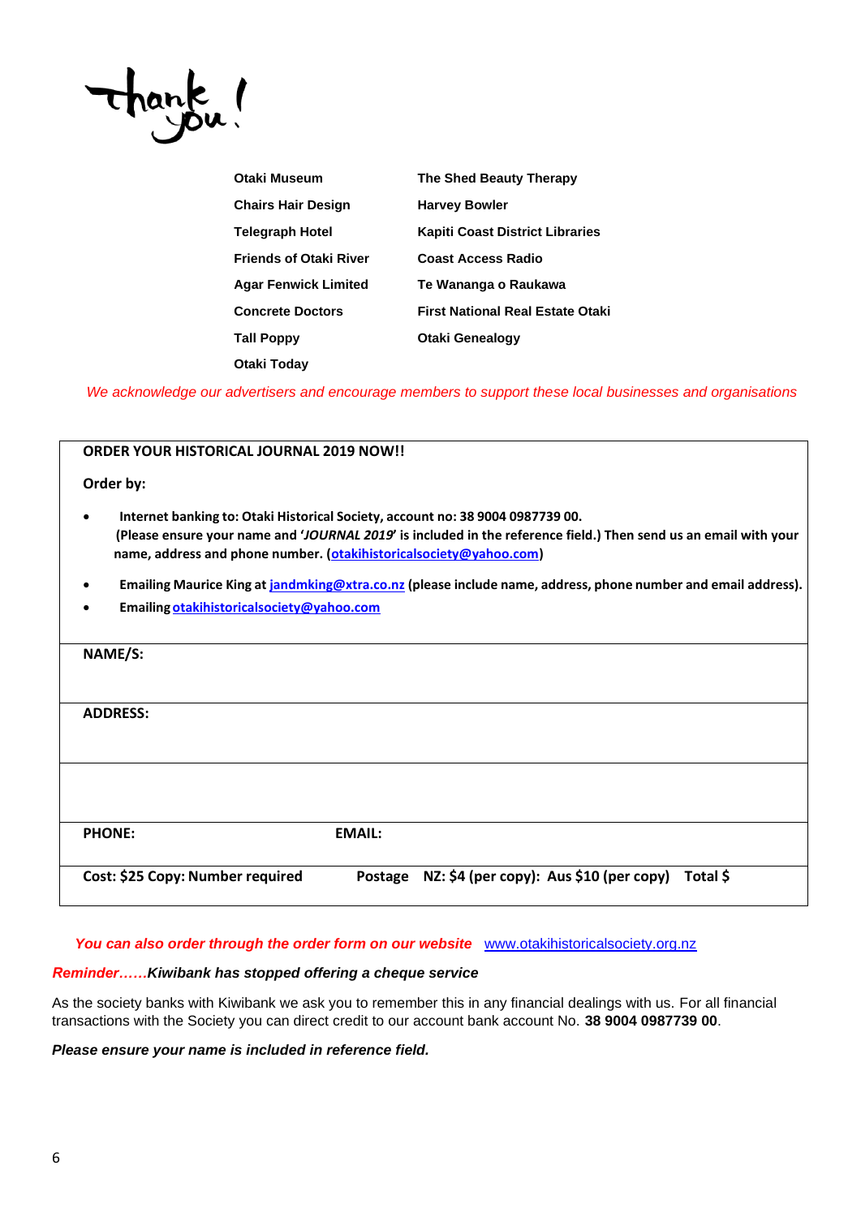# Thank you!

| | |
|---|---|
| **Otaki Museum** | **The Shed Beauty Therapy** |
| **Chairs Hair Design** | **Harvey Bowler** |
| **Telegraph Hotel** | **Kapiti Coast District Libraries** |
| **Friends of Otaki River** | **Coast Access Radio** |
| **Agar Fenwick Limited** | **Te Wananga o Raukawa** |
| **Concrete Doctors** | **First National Real Estate Otaki** |
| **Tall Poppy** | **Otaki Genealogy** |
| **Otaki Today** | |

*We acknowledge our advertisers and encourage members to support these local businesses and organisations*

**ORDER YOUR HISTORICAL JOURNAL 2019 NOW!!**

**Order by:**

- **Internet banking to: Otaki Historical Society, account no: 38 9004 0987739 00.** **(Please ensure your name and '*JOURNAL 2019*' is included in the reference field.) Then send us an email with your name, address and phone number. (otakihistoricalsociety@yahoo.com)**
- **Emailing Maurice King at jandmking@xtra.co.nz (please include name, address, phone number and email address).**
- **Emailing otakihistoricalsociety@yahoo.com**

**NAME/S:**

**ADDRESS:**

**PHONE:** **EMAIL:**

**Cost: $25 Copy: Number required** **Postage NZ: $4 (per copy): Aus $10 (per copy) Total $**

***You can also order through the order form on our website*** www.otakihistoricalsociety.org.nz

***Reminder……Kiwibank has stopped offering a cheque service***

As the society banks with Kiwibank we ask you to remember this in any financial dealings with us. For all financial transactions with the Society you can direct credit to our account bank account No. **38 9004 0987739 00**.

***Please ensure your name is included in reference field.***